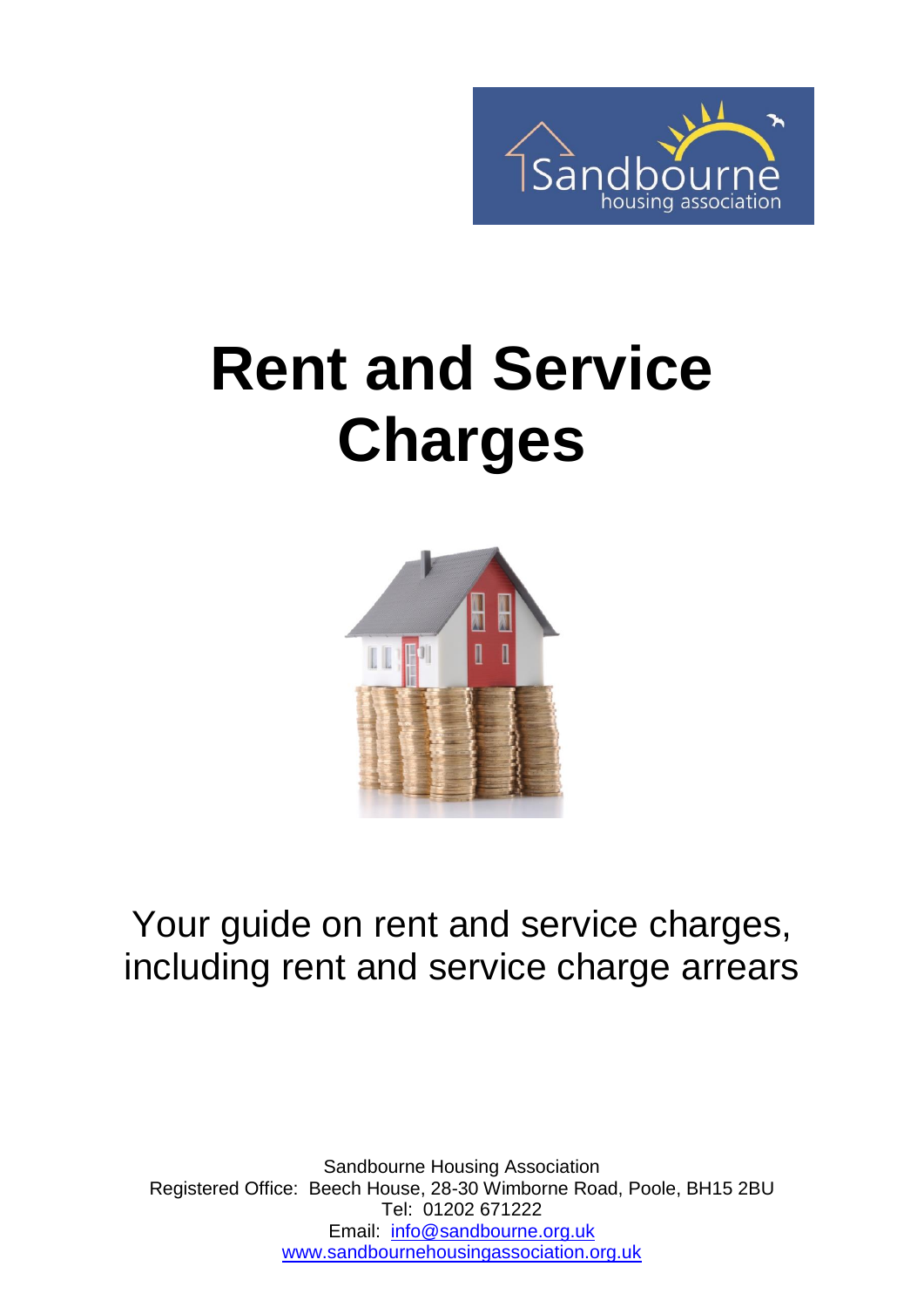# Rent and Service Charges

Your guide on rent and service charges, including rent and service charge arrears

Sandbourne Housing Association
Registered Office: Beech House, 28-30 Wimborne Road, Poole, BH15 2BU
Tel: 01202 671222
Email: info@sandbourne.org.uk
www.sandbournehousingassociation.org.uk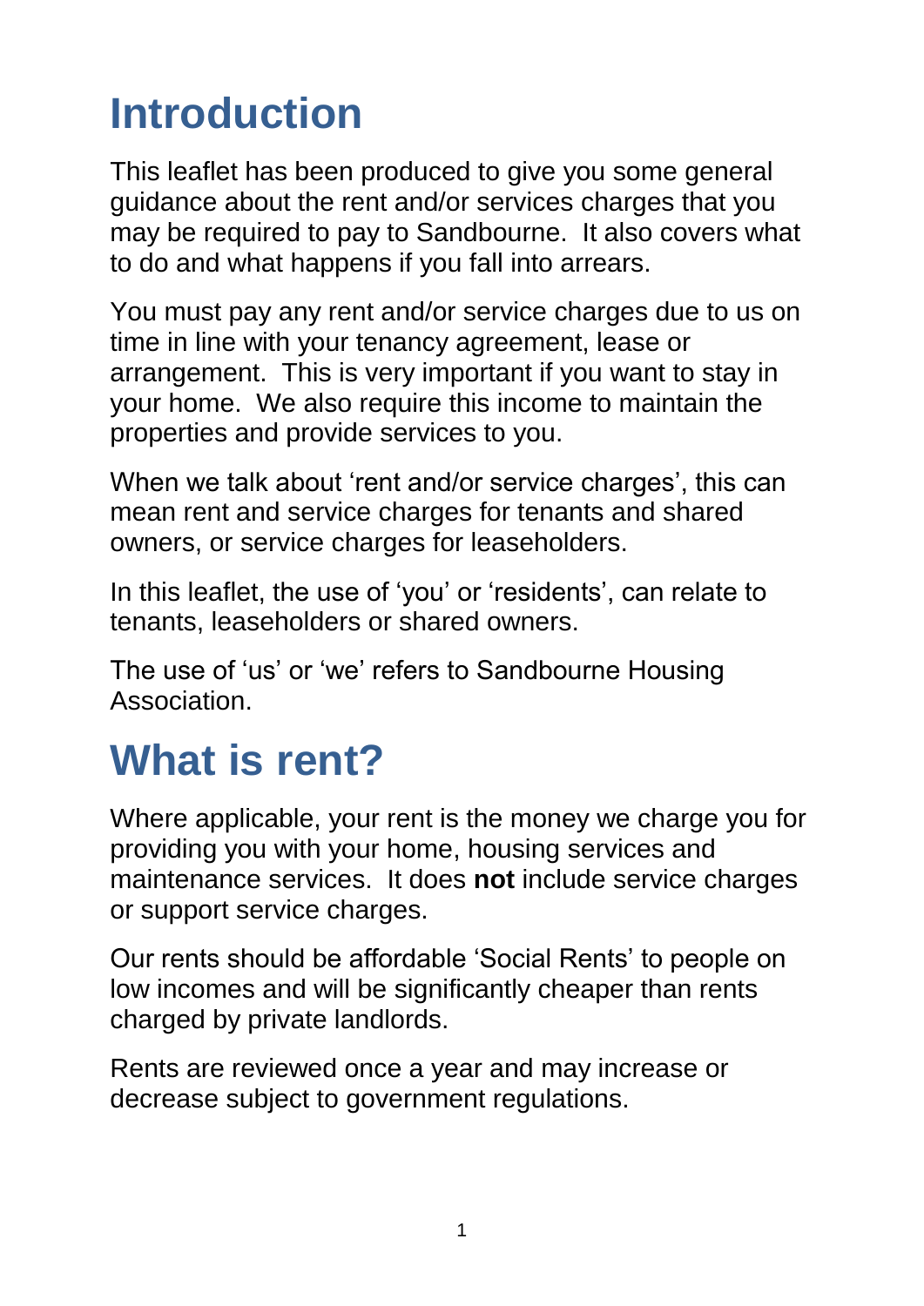# Introduction

This leaflet has been produced to give you some general guidance about the rent and/or services charges that you may be required to pay to Sandbourne. It also covers what to do and what happens if you fall into arrears.

You must pay any rent and/or service charges due to us on time in line with your tenancy agreement, lease or arrangement. This is very important if you want to stay in your home. We also require this income to maintain the properties and provide services to you.

When we talk about 'rent and/or service charges', this can mean rent and service charges for tenants and shared owners, or service charges for leaseholders.

In this leaflet, the use of 'you' or 'residents', can relate to tenants, leaseholders or shared owners.

The use of 'us' or 'we' refers to Sandbourne Housing Association.

# What is rent?

Where applicable, your rent is the money we charge you for providing you with your home, housing services and maintenance services. It does **not** include service charges or support service charges.

Our rents should be affordable 'Social Rents' to people on low incomes and will be significantly cheaper than rents charged by private landlords.

Rents are reviewed once a year and may increase or decrease subject to government regulations.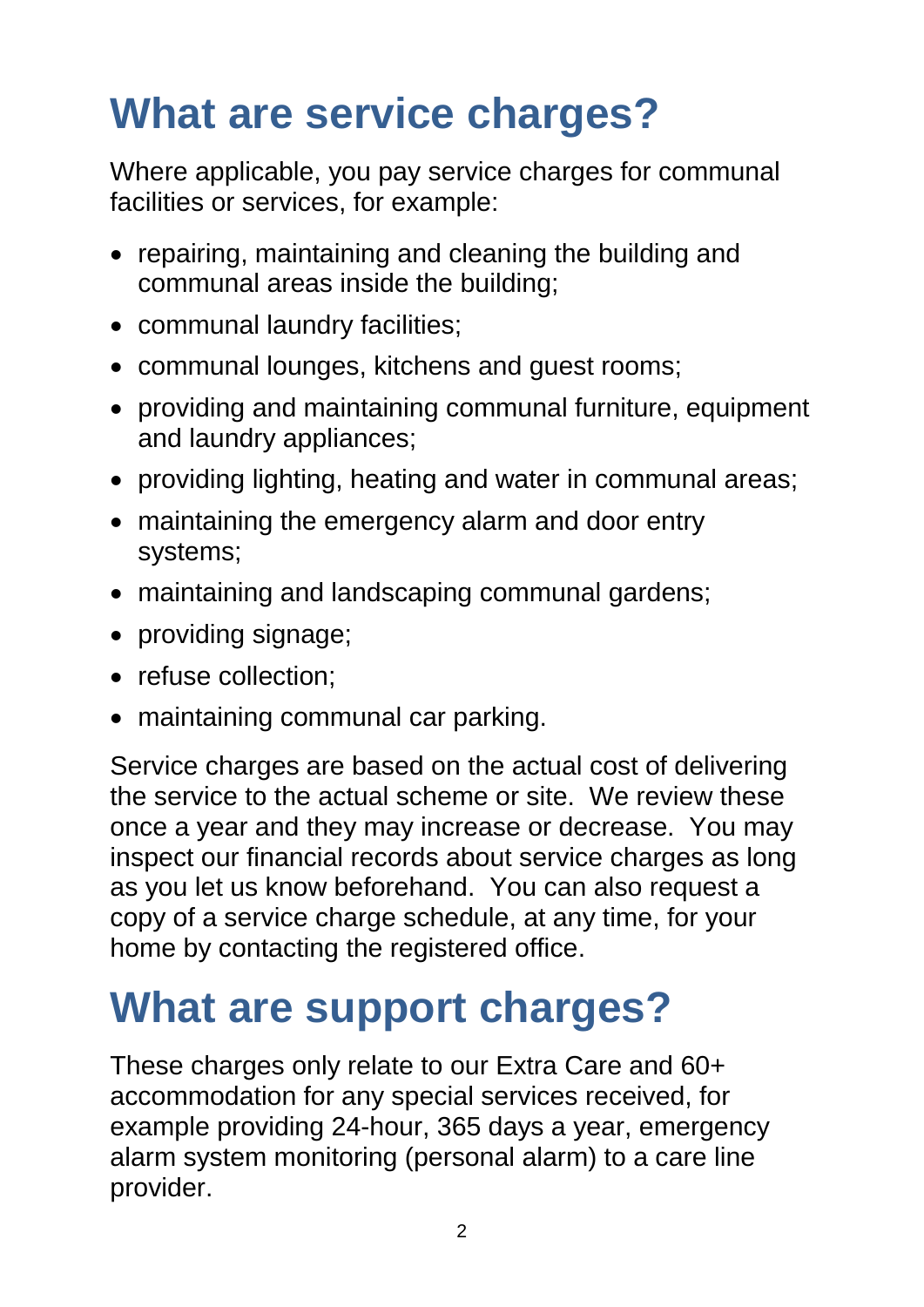# What are service charges?

Where applicable, you pay service charges for communal facilities or services, for example:

- repairing, maintaining and cleaning the building and communal areas inside the building;
- communal laundry facilities;
- communal lounges, kitchens and guest rooms;
- providing and maintaining communal furniture, equipment and laundry appliances;
- providing lighting, heating and water in communal areas;
- maintaining the emergency alarm and door entry systems;
- maintaining and landscaping communal gardens;
- providing signage;
- refuse collection;
- maintaining communal car parking.

Service charges are based on the actual cost of delivering the service to the actual scheme or site. We review these once a year and they may increase or decrease. You may inspect our financial records about service charges as long as you let us know beforehand. You can also request a copy of a service charge schedule, at any time, for your home by contacting the registered office.

# What are support charges?

These charges only relate to our Extra Care and 60+ accommodation for any special services received, for example providing 24-hour, 365 days a year, emergency alarm system monitoring (personal alarm) to a care line provider.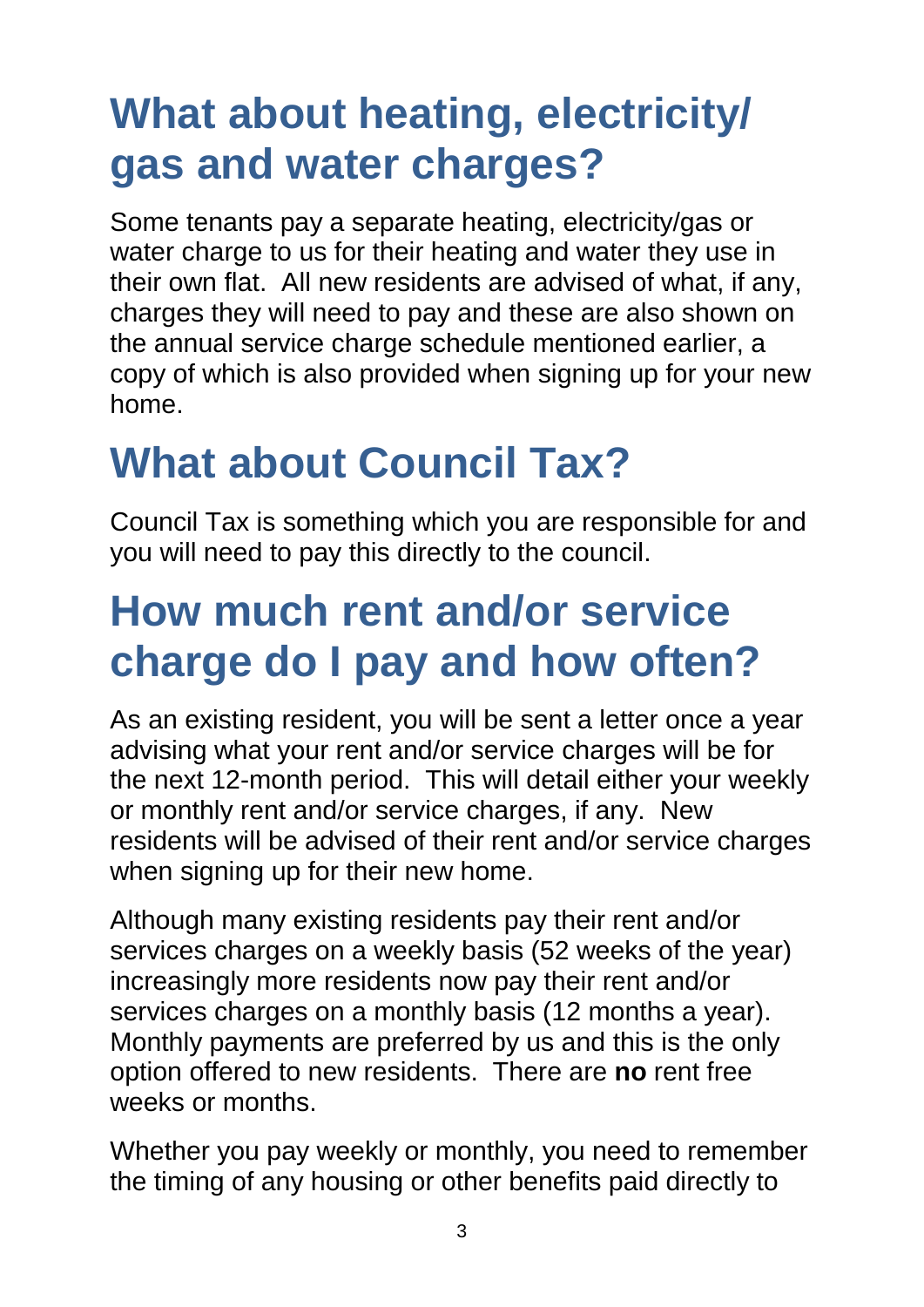## What about heating, electricity/ gas and water charges?

Some tenants pay a separate heating, electricity/gas or water charge to us for their heating and water they use in their own flat.  All new residents are advised of what, if any, charges they will need to pay and these are also shown on the annual service charge schedule mentioned earlier, a copy of which is also provided when signing up for your new home.

## What about Council Tax?

Council Tax is something which you are responsible for and you will need to pay this directly to the council.

## How much rent and/or service charge do I pay and how often?

As an existing resident, you will be sent a letter once a year advising what your rent and/or service charges will be for the next 12-month period.  This will detail either your weekly or monthly rent and/or service charges, if any.  New residents will be advised of their rent and/or service charges when signing up for their new home.

Although many existing residents pay their rent and/or services charges on a weekly basis (52 weeks of the year) increasingly more residents now pay their rent and/or services charges on a monthly basis (12 months a year).  Monthly payments are preferred by us and this is the only option offered to new residents.  There are **no** rent free weeks or months.

Whether you pay weekly or monthly, you need to remember the timing of any housing or other benefits paid directly to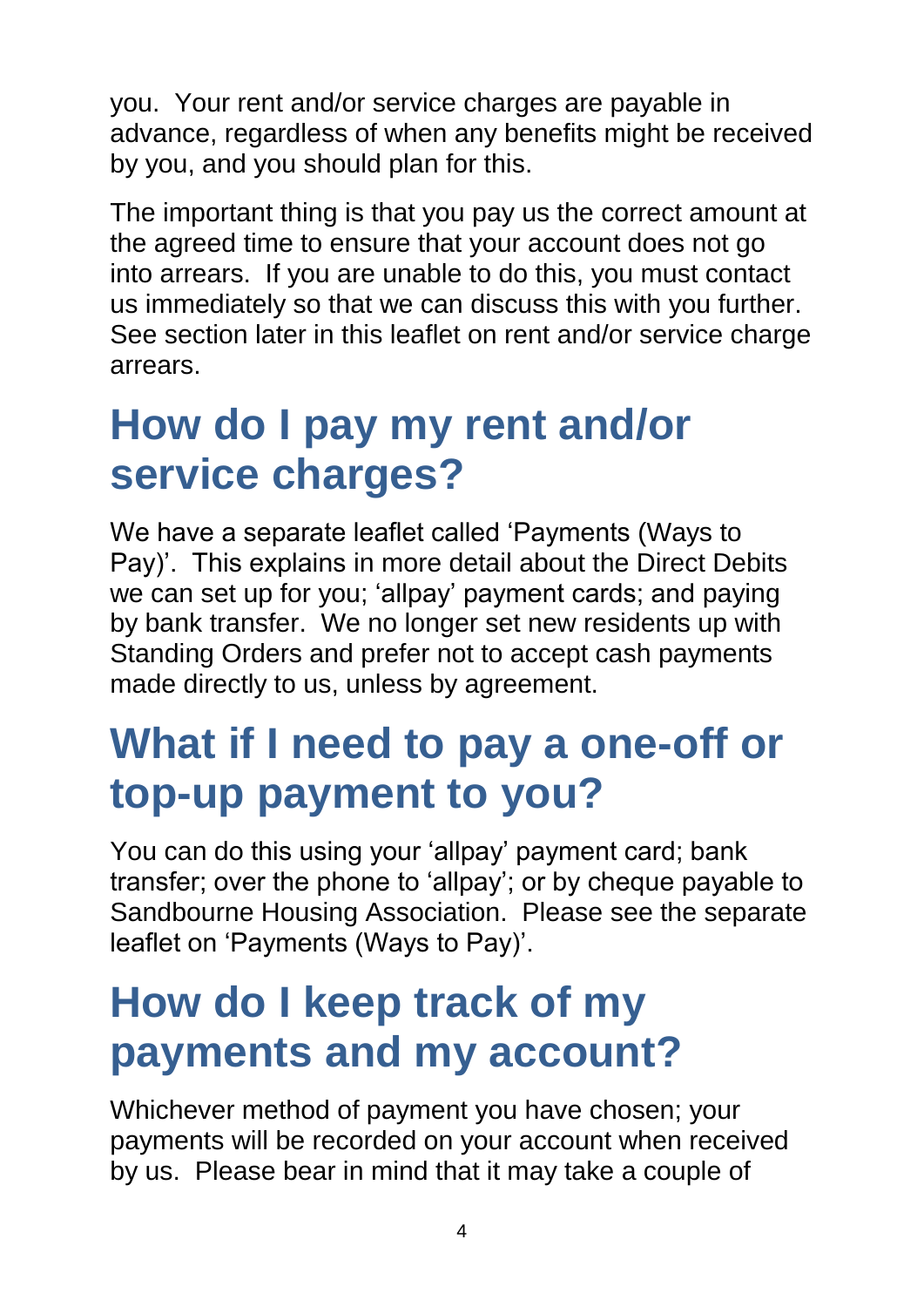you. Your rent and/or service charges are payable in advance, regardless of when any benefits might be received by you, and you should plan for this.

The important thing is that you pay us the correct amount at the agreed time to ensure that your account does not go into arrears. If you are unable to do this, you must contact us immediately so that we can discuss this with you further. See section later in this leaflet on rent and/or service charge arrears.

## How do I pay my rent and/or service charges?

We have a separate leaflet called 'Payments (Ways to Pay)'. This explains in more detail about the Direct Debits we can set up for you; 'allpay' payment cards; and paying by bank transfer. We no longer set new residents up with Standing Orders and prefer not to accept cash payments made directly to us, unless by agreement.

## What if I need to pay a one-off or top-up payment to you?

You can do this using your 'allpay' payment card; bank transfer; over the phone to 'allpay'; or by cheque payable to Sandbourne Housing Association. Please see the separate leaflet on 'Payments (Ways to Pay)'.

## How do I keep track of my payments and my account?

Whichever method of payment you have chosen; your payments will be recorded on your account when received by us. Please bear in mind that it may take a couple of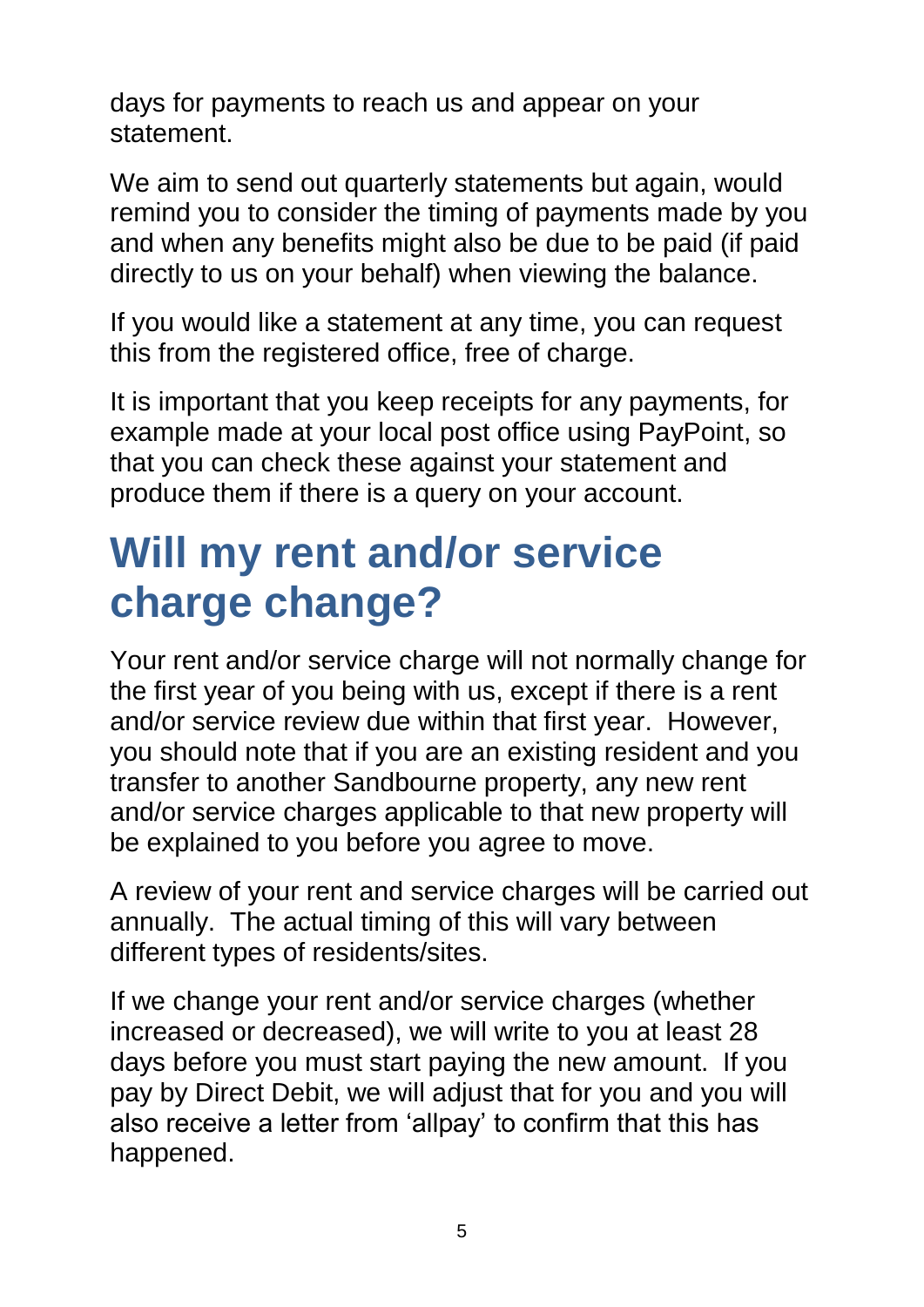days for payments to reach us and appear on your statement.

We aim to send out quarterly statements but again, would remind you to consider the timing of payments made by you and when any benefits might also be due to be paid (if paid directly to us on your behalf) when viewing the balance.

If you would like a statement at any time, you can request this from the registered office, free of charge.

It is important that you keep receipts for any payments, for example made at your local post office using PayPoint, so that you can check these against your statement and produce them if there is a query on your account.

# Will my rent and/or service charge change?

Your rent and/or service charge will not normally change for the first year of you being with us, except if there is a rent and/or service review due within that first year. However, you should note that if you are an existing resident and you transfer to another Sandbourne property, any new rent and/or service charges applicable to that new property will be explained to you before you agree to move.

A review of your rent and service charges will be carried out annually. The actual timing of this will vary between different types of residents/sites.

If we change your rent and/or service charges (whether increased or decreased), we will write to you at least 28 days before you must start paying the new amount. If you pay by Direct Debit, we will adjust that for you and you will also receive a letter from 'allpay' to confirm that this has happened.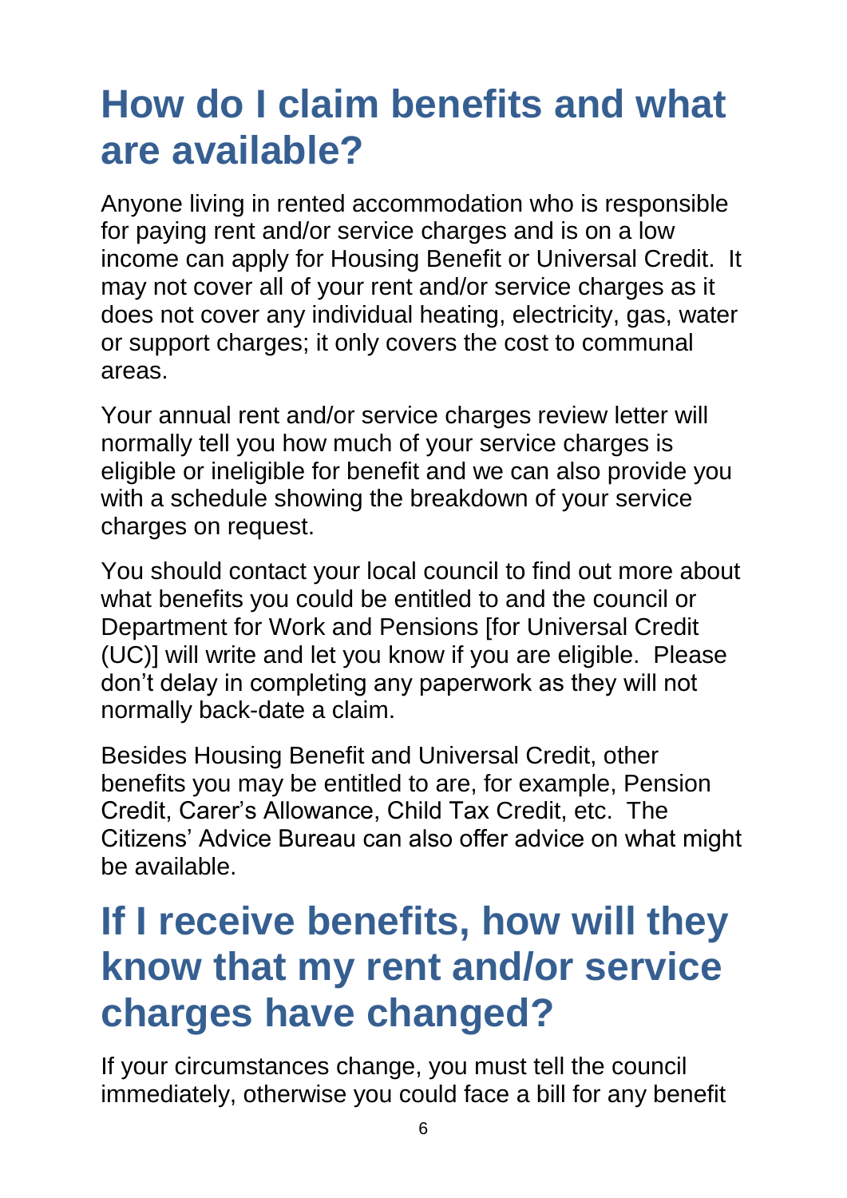## How do I claim benefits and what are available?

Anyone living in rented accommodation who is responsible for paying rent and/or service charges and is on a low income can apply for Housing Benefit or Universal Credit. It may not cover all of your rent and/or service charges as it does not cover any individual heating, electricity, gas, water or support charges; it only covers the cost to communal areas.

Your annual rent and/or service charges review letter will normally tell you how much of your service charges is eligible or ineligible for benefit and we can also provide you with a schedule showing the breakdown of your service charges on request.

You should contact your local council to find out more about what benefits you could be entitled to and the council or Department for Work and Pensions [for Universal Credit (UC)] will write and let you know if you are eligible. Please don't delay in completing any paperwork as they will not normally back-date a claim.

Besides Housing Benefit and Universal Credit, other benefits you may be entitled to are, for example, Pension Credit, Carer's Allowance, Child Tax Credit, etc. The Citizens' Advice Bureau can also offer advice on what might be available.

## If I receive benefits, how will they know that my rent and/or service charges have changed?

If your circumstances change, you must tell the council immediately, otherwise you could face a bill for any benefit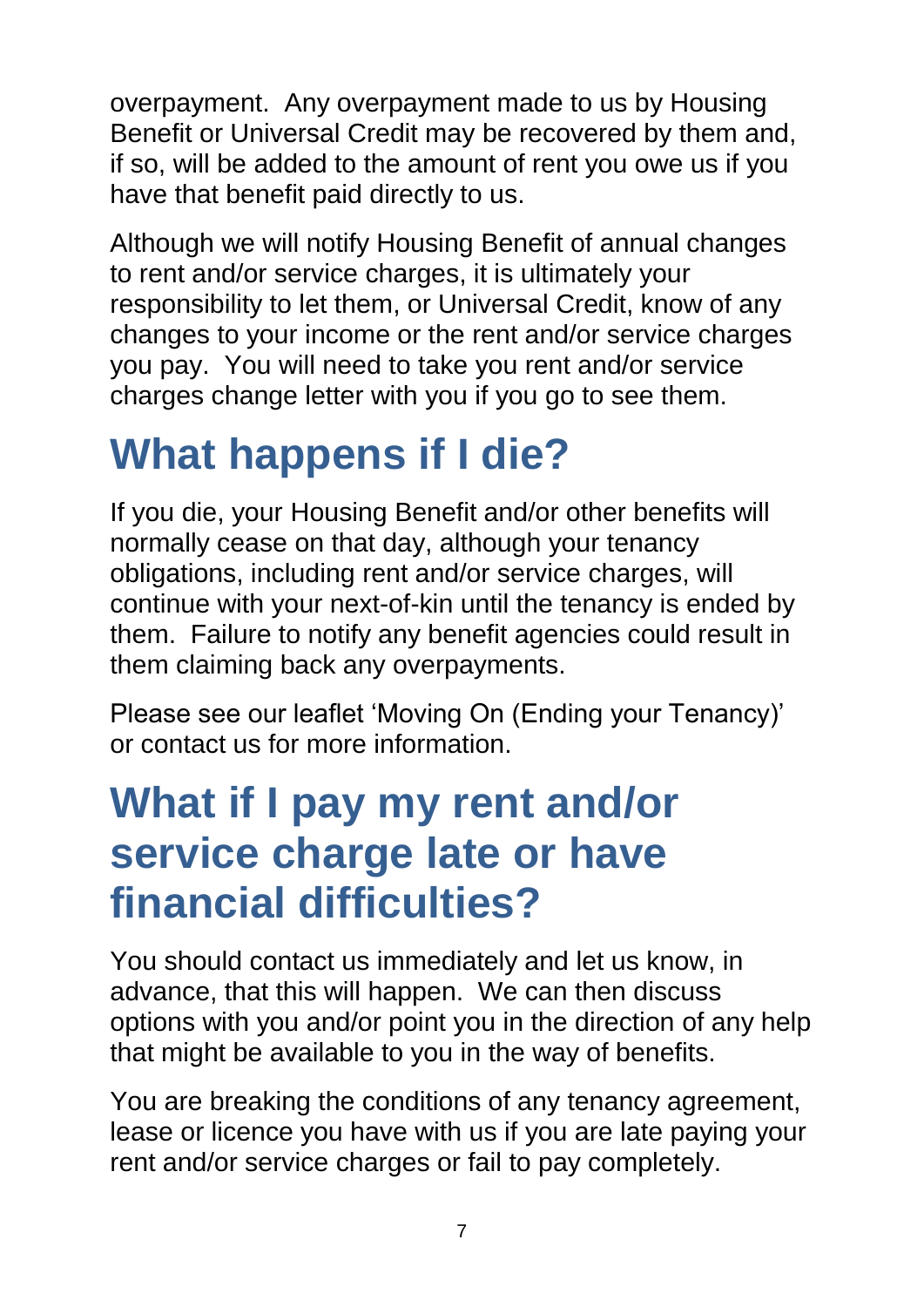overpayment. Any overpayment made to us by Housing Benefit or Universal Credit may be recovered by them and, if so, will be added to the amount of rent you owe us if you have that benefit paid directly to us.

Although we will notify Housing Benefit of annual changes to rent and/or service charges, it is ultimately your responsibility to let them, or Universal Credit, know of any changes to your income or the rent and/or service charges you pay. You will need to take you rent and/or service charges change letter with you if you go to see them.

# What happens if I die?

If you die, your Housing Benefit and/or other benefits will normally cease on that day, although your tenancy obligations, including rent and/or service charges, will continue with your next-of-kin until the tenancy is ended by them. Failure to notify any benefit agencies could result in them claiming back any overpayments.

Please see our leaflet 'Moving On (Ending your Tenancy)' or contact us for more information.

# What if I pay my rent and/or service charge late or have financial difficulties?

You should contact us immediately and let us know, in advance, that this will happen. We can then discuss options with you and/or point you in the direction of any help that might be available to you in the way of benefits.

You are breaking the conditions of any tenancy agreement, lease or licence you have with us if you are late paying your rent and/or service charges or fail to pay completely.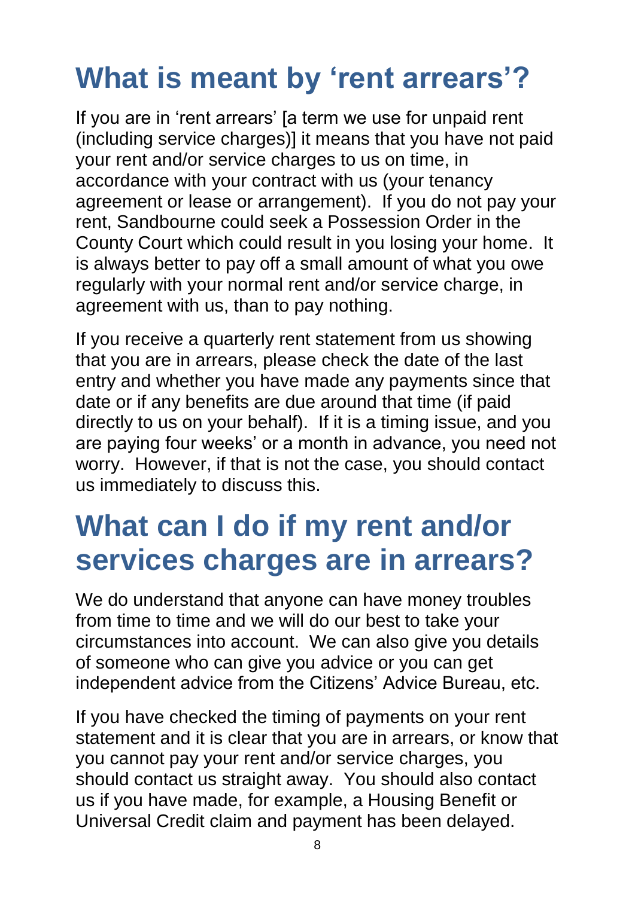# What is meant by 'rent arrears'?

If you are in 'rent arrears' [a term we use for unpaid rent (including service charges)] it means that you have not paid your rent and/or service charges to us on time, in accordance with your contract with us (your tenancy agreement or lease or arrangement). If you do not pay your rent, Sandbourne could seek a Possession Order in the County Court which could result in you losing your home. It is always better to pay off a small amount of what you owe regularly with your normal rent and/or service charge, in agreement with us, than to pay nothing.

If you receive a quarterly rent statement from us showing that you are in arrears, please check the date of the last entry and whether you have made any payments since that date or if any benefits are due around that time (if paid directly to us on your behalf). If it is a timing issue, and you are paying four weeks' or a month in advance, you need not worry. However, if that is not the case, you should contact us immediately to discuss this.

# What can I do if my rent and/or services charges are in arrears?

We do understand that anyone can have money troubles from time to time and we will do our best to take your circumstances into account. We can also give you details of someone who can give you advice or you can get independent advice from the Citizens' Advice Bureau, etc.

If you have checked the timing of payments on your rent statement and it is clear that you are in arrears, or know that you cannot pay your rent and/or service charges, you should contact us straight away. You should also contact us if you have made, for example, a Housing Benefit or Universal Credit claim and payment has been delayed.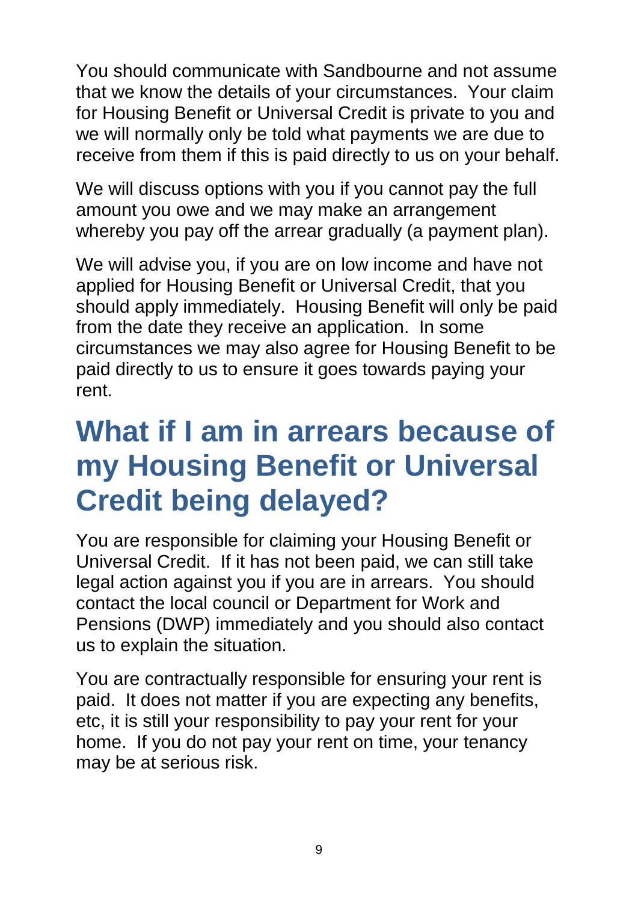You should communicate with Sandbourne and not assume that we know the details of your circumstances. Your claim for Housing Benefit or Universal Credit is private to you and we will normally only be told what payments we are due to receive from them if this is paid directly to us on your behalf.

We will discuss options with you if you cannot pay the full amount you owe and we may make an arrangement whereby you pay off the arrear gradually (a payment plan).

We will advise you, if you are on low income and have not applied for Housing Benefit or Universal Credit, that you should apply immediately. Housing Benefit will only be paid from the date they receive an application. In some circumstances we may also agree for Housing Benefit to be paid directly to us to ensure it goes towards paying your rent.

# What if I am in arrears because of my Housing Benefit or Universal Credit being delayed?

You are responsible for claiming your Housing Benefit or Universal Credit. If it has not been paid, we can still take legal action against you if you are in arrears. You should contact the local council or Department for Work and Pensions (DWP) immediately and you should also contact us to explain the situation.

You are contractually responsible for ensuring your rent is paid. It does not matter if you are expecting any benefits, etc, it is still your responsibility to pay your rent for your home. If you do not pay your rent on time, your tenancy may be at serious risk.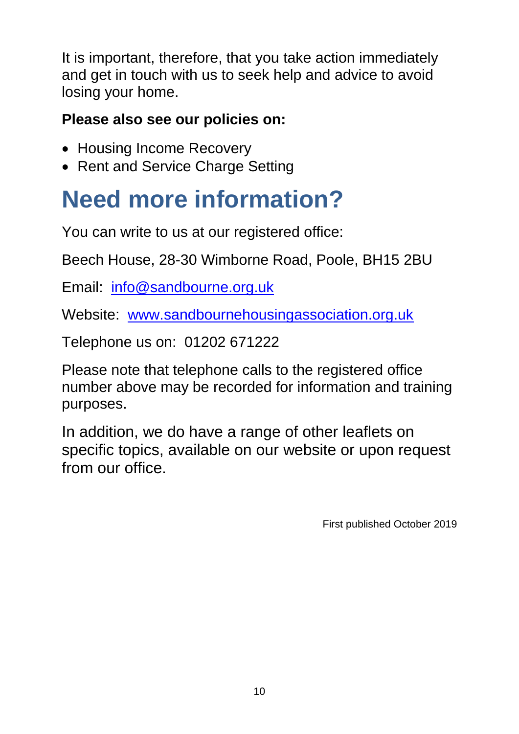It is important, therefore, that you take action immediately and get in touch with us to seek help and advice to avoid losing your home.

**Please also see our policies on:**

- Housing Income Recovery
- Rent and Service Charge Setting

# Need more information?

You can write to us at our registered office:

Beech House, 28-30 Wimborne Road, Poole, BH15 2BU

Email: info@sandbourne.org.uk

Website: www.sandbournehousingassociation.org.uk

Telephone us on: 01202 671222

Please note that telephone calls to the registered office number above may be recorded for information and training purposes.

In addition, we do have a range of other leaflets on specific topics, available on our website or upon request from our office.

First published October 2019